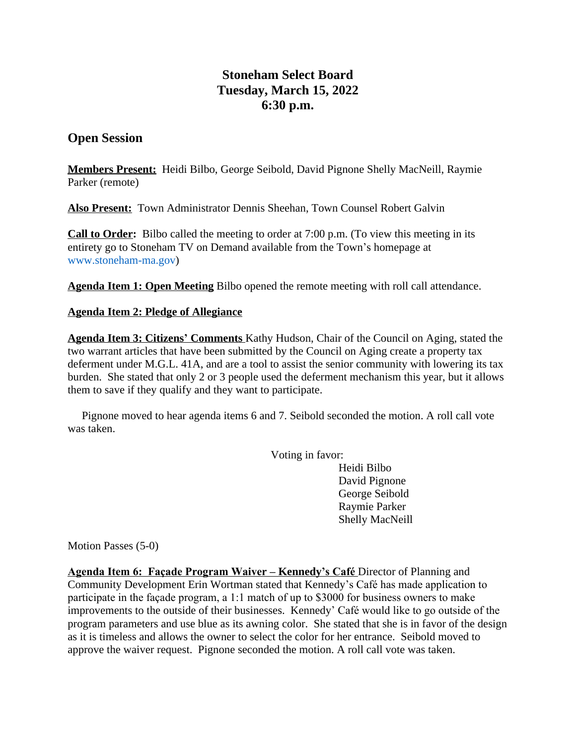# Stoneham Select Board
# Tuesday, March 15, 2022
# 6:30 p.m.

## Open Session

**Members Present:** Heidi Bilbo, George Seibold, David Pignone Shelly MacNeill, Raymie Parker (remote)

**Also Present:** Town Administrator Dennis Sheehan, Town Counsel Robert Galvin

**Call to Order:** Bilbo called the meeting to order at 7:00 p.m. (To view this meeting in its entirety go to Stoneham TV on Demand available from the Town's homepage at www.stoneham-ma.gov)

**Agenda Item 1: Open Meeting** Bilbo opened the remote meeting with roll call attendance.

**Agenda Item 2: Pledge of Allegiance**

**Agenda Item 3: Citizens' Comments** Kathy Hudson, Chair of the Council on Aging, stated the two warrant articles that have been submitted by the Council on Aging create a property tax deferment under M.G.L. 41A, and are a tool to assist the senior community with lowering its tax burden. She stated that only 2 or 3 people used the deferment mechanism this year, but it allows them to save if they qualify and they want to participate.

Pignone moved to hear agenda items 6 and 7. Seibold seconded the motion. A roll call vote was taken.

Voting in favor:
- Heidi Bilbo
- David Pignone
- George Seibold
- Raymie Parker
- Shelly MacNeill

Motion Passes (5-0)

**Agenda Item 6: Façade Program Waiver – Kennedy's Café** Director of Planning and Community Development Erin Wortman stated that Kennedy's Café has made application to participate in the façade program, a 1:1 match of up to $3000 for business owners to make improvements to the outside of their businesses. Kennedy' Café would like to go outside of the program parameters and use blue as its awning color. She stated that she is in favor of the design as it is timeless and allows the owner to select the color for her entrance. Seibold moved to approve the waiver request. Pignone seconded the motion. A roll call vote was taken.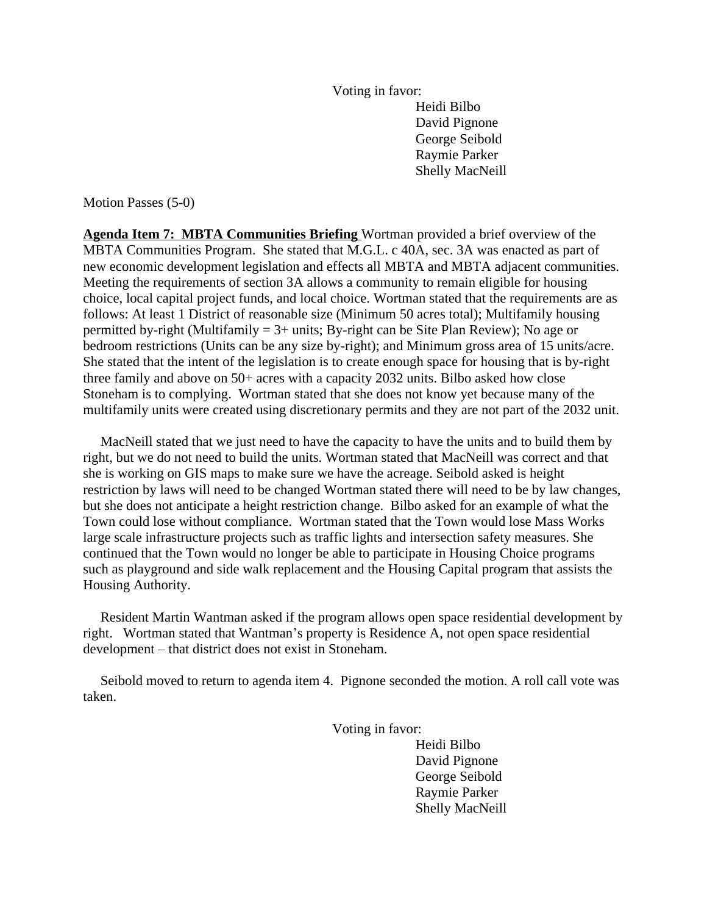Voting in favor:
Heidi Bilbo
David Pignone
George Seibold
Raymie Parker
Shelly MacNeill

Motion Passes (5-0)

**Agenda Item 7: MBTA Communities Briefing** Wortman provided a brief overview of the MBTA Communities Program. She stated that M.G.L. c 40A, sec. 3A was enacted as part of new economic development legislation and effects all MBTA and MBTA adjacent communities. Meeting the requirements of section 3A allows a community to remain eligible for housing choice, local capital project funds, and local choice. Wortman stated that the requirements are as follows: At least 1 District of reasonable size (Minimum 50 acres total); Multifamily housing permitted by-right (Multifamily = 3+ units; By-right can be Site Plan Review); No age or bedroom restrictions (Units can be any size by-right); and Minimum gross area of 15 units/acre. She stated that the intent of the legislation is to create enough space for housing that is by-right three family and above on 50+ acres with a capacity 2032 units. Bilbo asked how close Stoneham is to complying. Wortman stated that she does not know yet because many of the multifamily units were created using discretionary permits and they are not part of the 2032 unit.

MacNeill stated that we just need to have the capacity to have the units and to build them by right, but we do not need to build the units. Wortman stated that MacNeill was correct and that she is working on GIS maps to make sure we have the acreage. Seibold asked is height restriction by laws will need to be changed Wortman stated there will need to be by law changes, but she does not anticipate a height restriction change. Bilbo asked for an example of what the Town could lose without compliance. Wortman stated that the Town would lose Mass Works large scale infrastructure projects such as traffic lights and intersection safety measures. She continued that the Town would no longer be able to participate in Housing Choice programs such as playground and side walk replacement and the Housing Capital program that assists the Housing Authority.

Resident Martin Wantman asked if the program allows open space residential development by right. Wortman stated that Wantman's property is Residence A, not open space residential development – that district does not exist in Stoneham.

Seibold moved to return to agenda item 4. Pignone seconded the motion. A roll call vote was taken.

Voting in favor:
Heidi Bilbo
David Pignone
George Seibold
Raymie Parker
Shelly MacNeill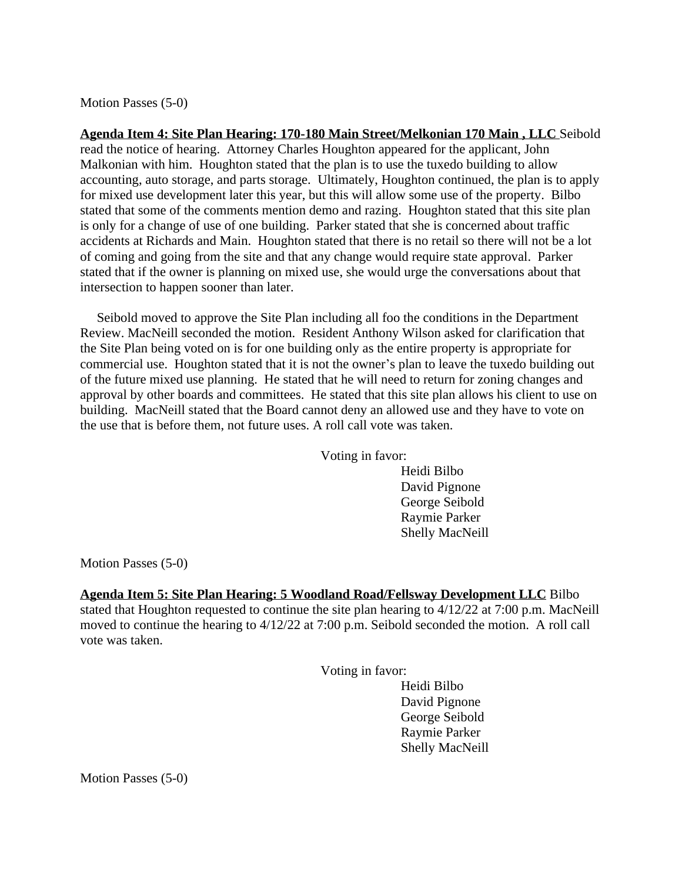Motion Passes (5-0)

**Agenda Item 4: Site Plan Hearing: 170-180 Main Street/Melkonian 170 Main , LLC** Seibold read the notice of hearing. Attorney Charles Houghton appeared for the applicant, John Malkonian with him. Houghton stated that the plan is to use the tuxedo building to allow accounting, auto storage, and parts storage. Ultimately, Houghton continued, the plan is to apply for mixed use development later this year, but this will allow some use of the property. Bilbo stated that some of the comments mention demo and razing. Houghton stated that this site plan is only for a change of use of one building. Parker stated that she is concerned about traffic accidents at Richards and Main. Houghton stated that there is no retail so there will not be a lot of coming and going from the site and that any change would require state approval. Parker stated that if the owner is planning on mixed use, she would urge the conversations about that intersection to happen sooner than later.

Seibold moved to approve the Site Plan including all foo the conditions in the Department Review. MacNeill seconded the motion. Resident Anthony Wilson asked for clarification that the Site Plan being voted on is for one building only as the entire property is appropriate for commercial use. Houghton stated that it is not the owner's plan to leave the tuxedo building out of the future mixed use planning. He stated that he will need to return for zoning changes and approval by other boards and committees. He stated that this site plan allows his client to use on building. MacNeill stated that the Board cannot deny an allowed use and they have to vote on the use that is before them, not future uses. A roll call vote was taken.

Voting in favor:
Heidi Bilbo
David Pignone
George Seibold
Raymie Parker
Shelly MacNeill

Motion Passes (5-0)

**Agenda Item 5: Site Plan Hearing: 5 Woodland Road/Fellsway Development LLC** Bilbo stated that Houghton requested to continue the site plan hearing to 4/12/22 at 7:00 p.m. MacNeill moved to continue the hearing to 4/12/22 at 7:00 p.m. Seibold seconded the motion. A roll call vote was taken.

Voting in favor:
Heidi Bilbo
David Pignone
George Seibold
Raymie Parker
Shelly MacNeill

Motion Passes (5-0)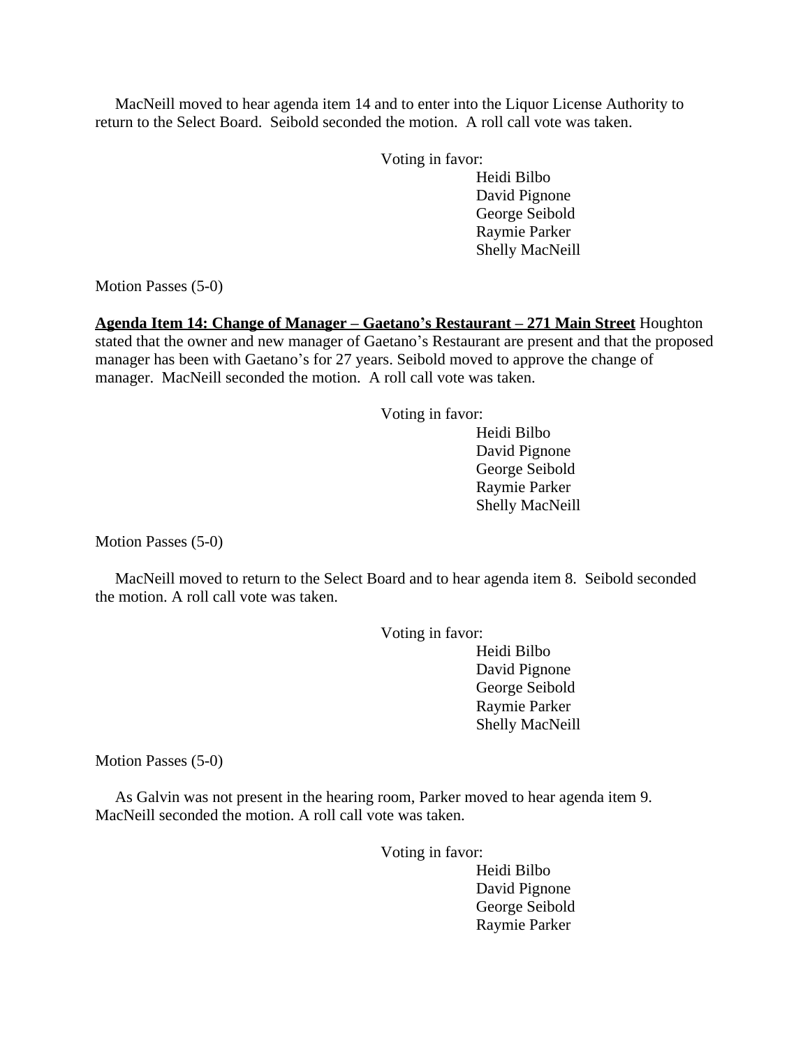MacNeill moved to hear agenda item 14 and to enter into the Liquor License Authority to return to the Select Board. Seibold seconded the motion. A roll call vote was taken.

Voting in favor:
Heidi Bilbo
David Pignone
George Seibold
Raymie Parker
Shelly MacNeill

Motion Passes (5-0)

**Agenda Item 14: Change of Manager – Gaetano's Restaurant – 271 Main Street** Houghton stated that the owner and new manager of Gaetano's Restaurant are present and that the proposed manager has been with Gaetano's for 27 years. Seibold moved to approve the change of manager. MacNeill seconded the motion. A roll call vote was taken.

Voting in favor:
Heidi Bilbo
David Pignone
George Seibold
Raymie Parker
Shelly MacNeill

Motion Passes (5-0)

MacNeill moved to return to the Select Board and to hear agenda item 8. Seibold seconded the motion. A roll call vote was taken.

Voting in favor:
Heidi Bilbo
David Pignone
George Seibold
Raymie Parker
Shelly MacNeill

Motion Passes (5-0)

As Galvin was not present in the hearing room, Parker moved to hear agenda item 9. MacNeill seconded the motion. A roll call vote was taken.

Voting in favor:
Heidi Bilbo
David Pignone
George Seibold
Raymie Parker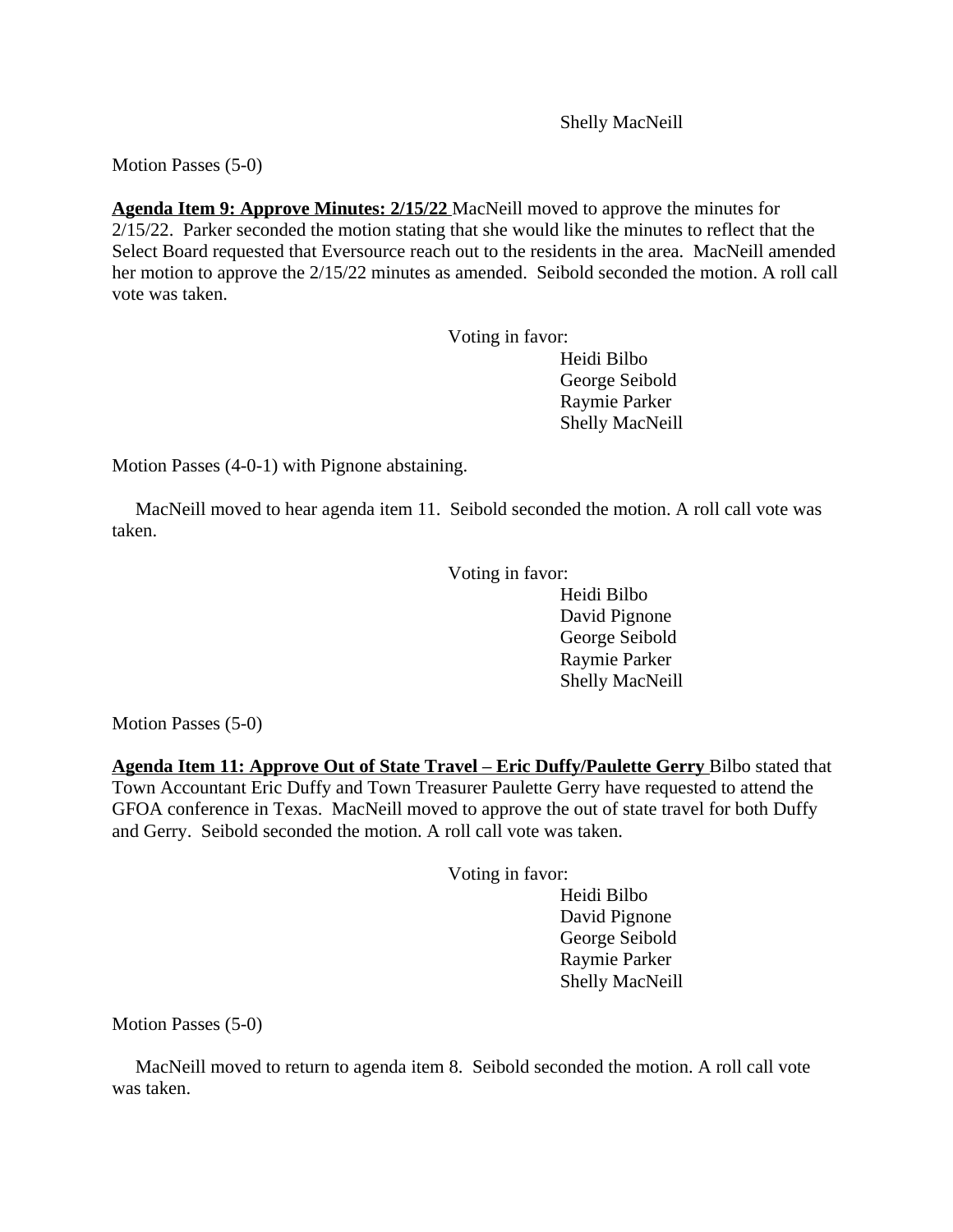Shelly MacNeill

Motion Passes (5-0)

**<u>Agenda Item 9: Approve Minutes: 2/15/22</u>** MacNeill moved to approve the minutes for 2/15/22. Parker seconded the motion stating that she would like the minutes to reflect that the Select Board requested that Eversource reach out to the residents in the area. MacNeill amended her motion to approve the 2/15/22 minutes as amended. Seibold seconded the motion. A roll call vote was taken.

Voting in favor:
Heidi Bilbo
George Seibold
Raymie Parker
Shelly MacNeill

Motion Passes (4-0-1) with Pignone abstaining.

MacNeill moved to hear agenda item 11. Seibold seconded the motion. A roll call vote was taken.

Voting in favor:
Heidi Bilbo
David Pignone
George Seibold
Raymie Parker
Shelly MacNeill

Motion Passes (5-0)

**<u>Agenda Item 11: Approve Out of State Travel – Eric Duffy/Paulette Gerry</u>** Bilbo stated that Town Accountant Eric Duffy and Town Treasurer Paulette Gerry have requested to attend the GFOA conference in Texas. MacNeill moved to approve the out of state travel for both Duffy and Gerry. Seibold seconded the motion. A roll call vote was taken.

Voting in favor:
Heidi Bilbo
David Pignone
George Seibold
Raymie Parker
Shelly MacNeill

Motion Passes (5-0)

MacNeill moved to return to agenda item 8. Seibold seconded the motion. A roll call vote was taken.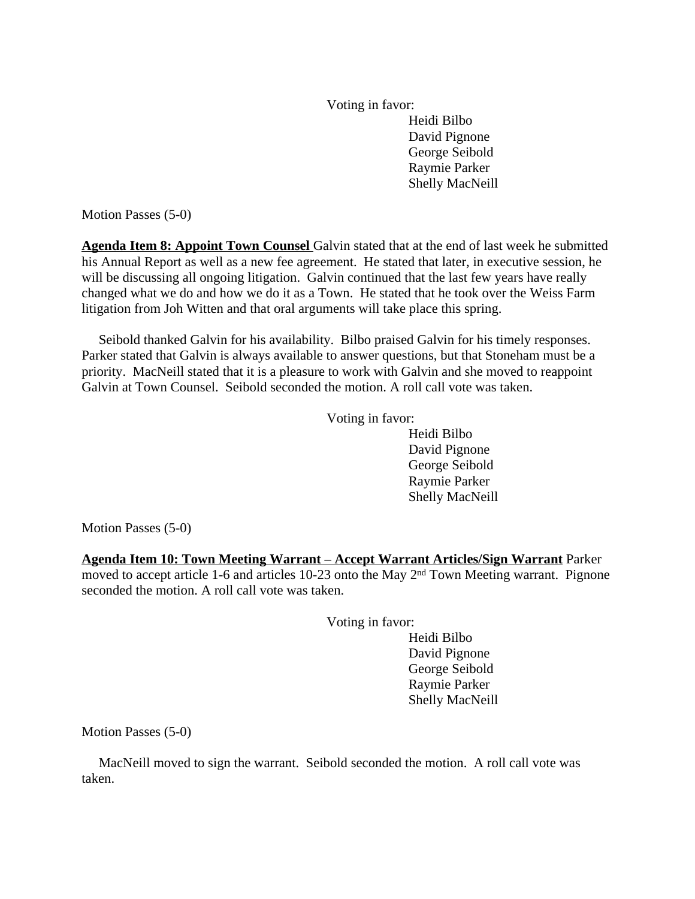Voting in favor:

Heidi Bilbo
David Pignone
George Seibold
Raymie Parker
Shelly MacNeill

Motion Passes (5-0)

**Agenda Item 8: Appoint Town Counsel** Galvin stated that at the end of last week he submitted his Annual Report as well as a new fee agreement. He stated that later, in executive session, he will be discussing all ongoing litigation. Galvin continued that the last few years have really changed what we do and how we do it as a Town. He stated that he took over the Weiss Farm litigation from Joh Witten and that oral arguments will take place this spring.

Seibold thanked Galvin for his availability. Bilbo praised Galvin for his timely responses. Parker stated that Galvin is always available to answer questions, but that Stoneham must be a priority. MacNeill stated that it is a pleasure to work with Galvin and she moved to reappoint Galvin at Town Counsel. Seibold seconded the motion. A roll call vote was taken.

Voting in favor:

Heidi Bilbo
David Pignone
George Seibold
Raymie Parker
Shelly MacNeill

Motion Passes (5-0)

**Agenda Item 10: Town Meeting Warrant – Accept Warrant Articles/Sign Warrant** Parker moved to accept article 1-6 and articles 10-23 onto the May 2nd Town Meeting warrant. Pignone seconded the motion. A roll call vote was taken.

Voting in favor:

Heidi Bilbo
David Pignone
George Seibold
Raymie Parker
Shelly MacNeill

Motion Passes (5-0)

MacNeill moved to sign the warrant. Seibold seconded the motion. A roll call vote was taken.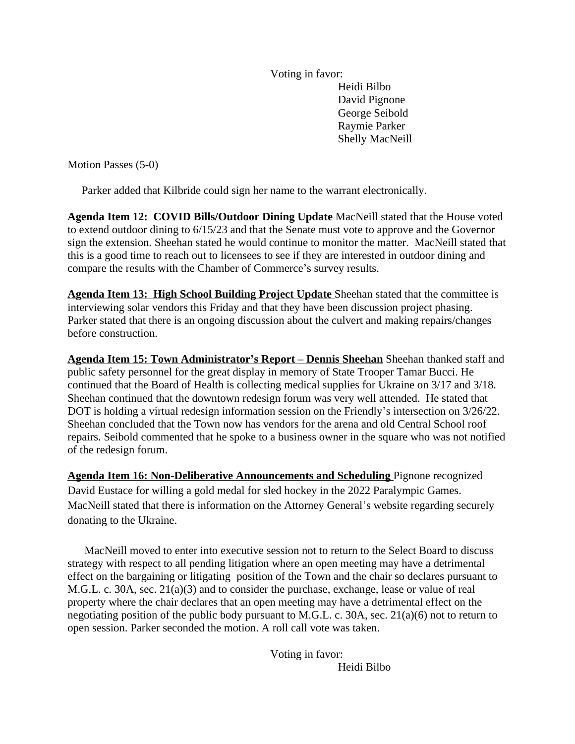Voting in favor:

Heidi Bilbo
David Pignone
George Seibold
Raymie Parker
Shelly MacNeill

Motion Passes (5-0)

Parker added that Kilbride could sign her name to the warrant electronically.

**Agenda Item 12: COVID Bills/Outdoor Dining Update** MacNeill stated that the House voted to extend outdoor dining to 6/15/23 and that the Senate must vote to approve and the Governor sign the extension. Sheehan stated he would continue to monitor the matter. MacNeill stated that this is a good time to reach out to licensees to see if they are interested in outdoor dining and compare the results with the Chamber of Commerce's survey results.

**Agenda Item 13: High School Building Project Update** Sheehan stated that the committee is interviewing solar vendors this Friday and that they have been discussion project phasing. Parker stated that there is an ongoing discussion about the culvert and making repairs/changes before construction.

**Agenda Item 15: Town Administrator's Report – Dennis Sheehan** Sheehan thanked staff and public safety personnel for the great display in memory of State Trooper Tamar Bucci. He continued that the Board of Health is collecting medical supplies for Ukraine on 3/17 and 3/18. Sheehan continued that the downtown redesign forum was very well attended. He stated that DOT is holding a virtual redesign information session on the Friendly's intersection on 3/26/22. Sheehan concluded that the Town now has vendors for the arena and old Central School roof repairs. Seibold commented that he spoke to a business owner in the square who was not notified of the redesign forum.

**Agenda Item 16: Non-Deliberative Announcements and Scheduling** Pignone recognized David Eustace for willing a gold medal for sled hockey in the 2022 Paralympic Games. MacNeill stated that there is information on the Attorney General's website regarding securely donating to the Ukraine.

MacNeill moved to enter into executive session not to return to the Select Board to discuss strategy with respect to all pending litigation where an open meeting may have a detrimental effect on the bargaining or litigating position of the Town and the chair so declares pursuant to M.G.L. c. 30A, sec. 21(a)(3) and to consider the purchase, exchange, lease or value of real property where the chair declares that an open meeting may have a detrimental effect on the negotiating position of the public body pursuant to M.G.L. c. 30A, sec. 21(a)(6) not to return to open session. Parker seconded the motion. A roll call vote was taken.

Voting in favor:

Heidi Bilbo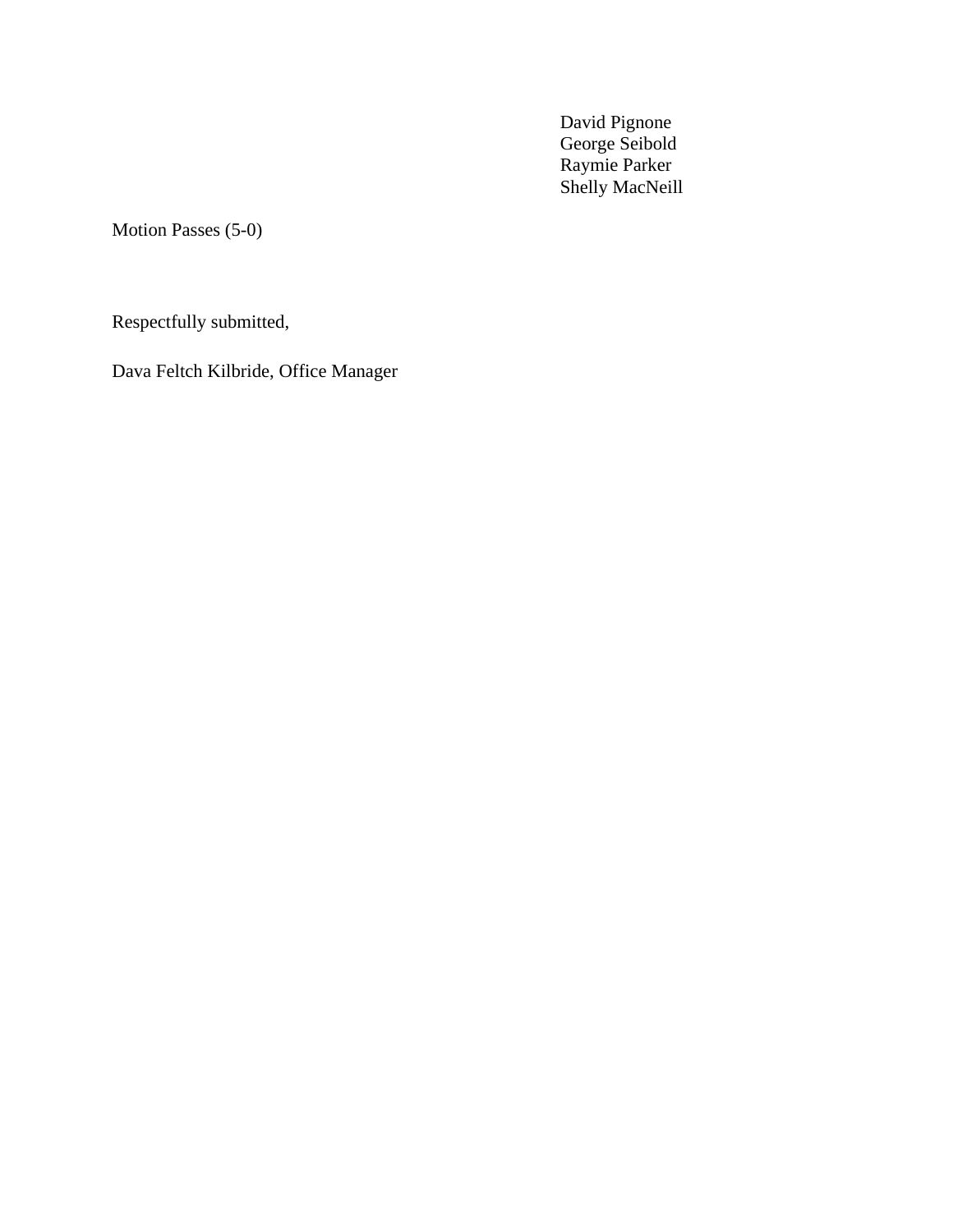David Pignone
George Seibold
Raymie Parker
Shelly MacNeill

Motion Passes (5-0)

Respectfully submitted,

Dava Feltch Kilbride, Office Manager